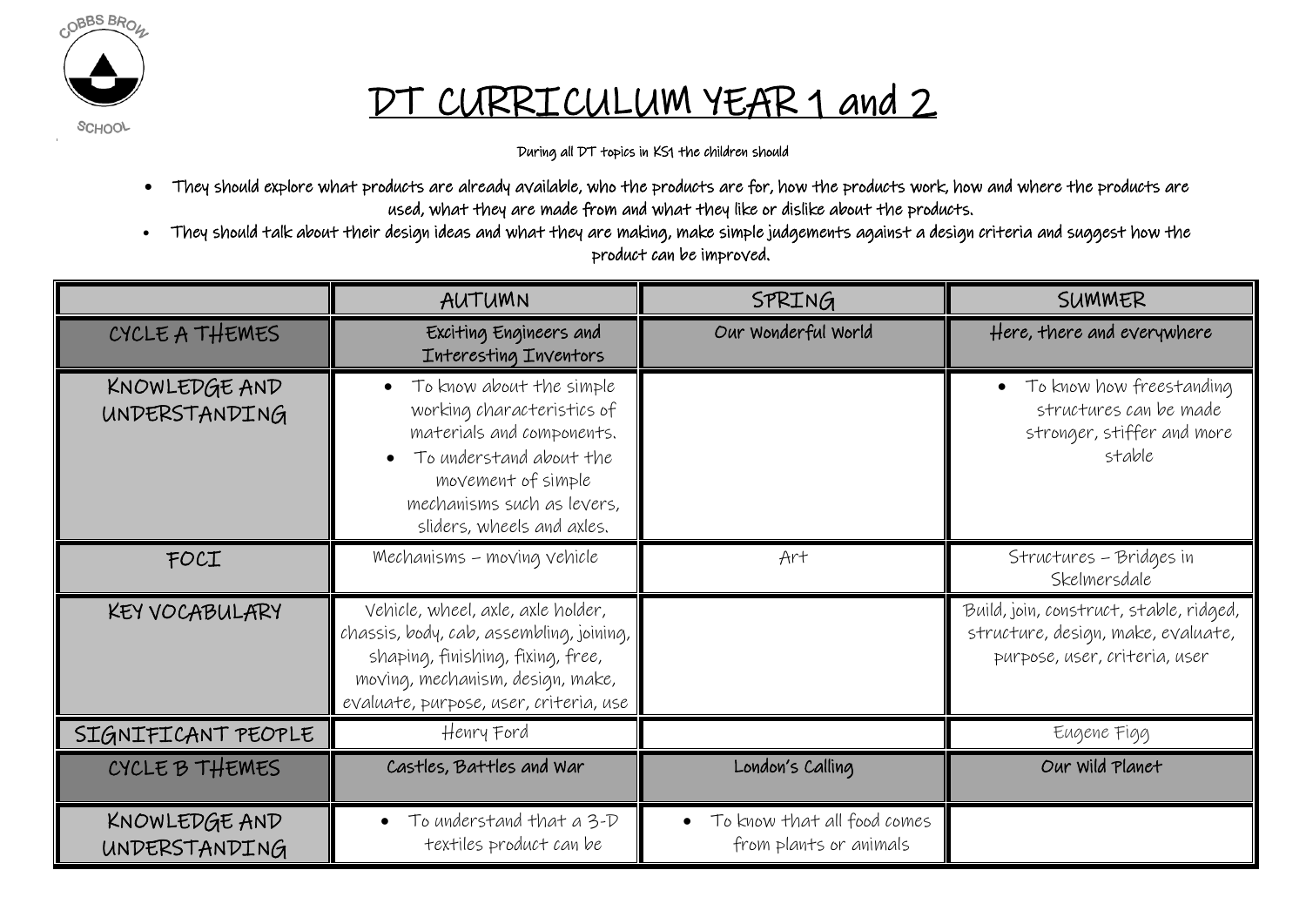# DT CURRICULUM YEAR 1 and 2

During all DT topics in KS1 the children should

- They should explore what products are already available, who the products are for, how the products work, how and where the products are used, what they are made from and what they like or dislike about the products.
- They should talk about their design ideas and what they are making, make simple judgements against a design criteria and suggest how the product can be improved.

| | AUTUMN | SPRING | SUMMER |
|---|---|---|---|
| CYCLE A THEMES | Exciting Engineers and Interesting Inventors | Our Wonderful World | Here, there and everywhere |
| KNOWLEDGE AND UNDERSTANDING | • To know about the simple working characteristics of materials and components. • To understand about the movement of simple mechanisms such as levers, sliders, wheels and axles. | | • To know how freestanding structures can be made stronger, stiffer and more stable |
| FOCI | Mechanisms – moving vehicle | Art | Structures – Bridges in Skelmersdale |
| KEY VOCABULARY | Vehicle, wheel, axle, axle holder, chassis, body, cab, assembling, joining, shaping, finishing, fixing, free, moving, mechanism, design, make, evaluate, purpose, user, criteria, use | | Build, join, construct, stable, ridged, structure, design, make, evaluate, purpose, user, criteria, user |
| SIGNIFICANT PEOPLE | Henry Ford | | Eugene Figg |
| CYCLE B THEMES | Castles, Battles and War | London's Calling | Our Wild Planet |
| KNOWLEDGE AND UNDERSTANDING | • To understand that a 3-D textiles product can be | • To know that all food comes from plants or animals | |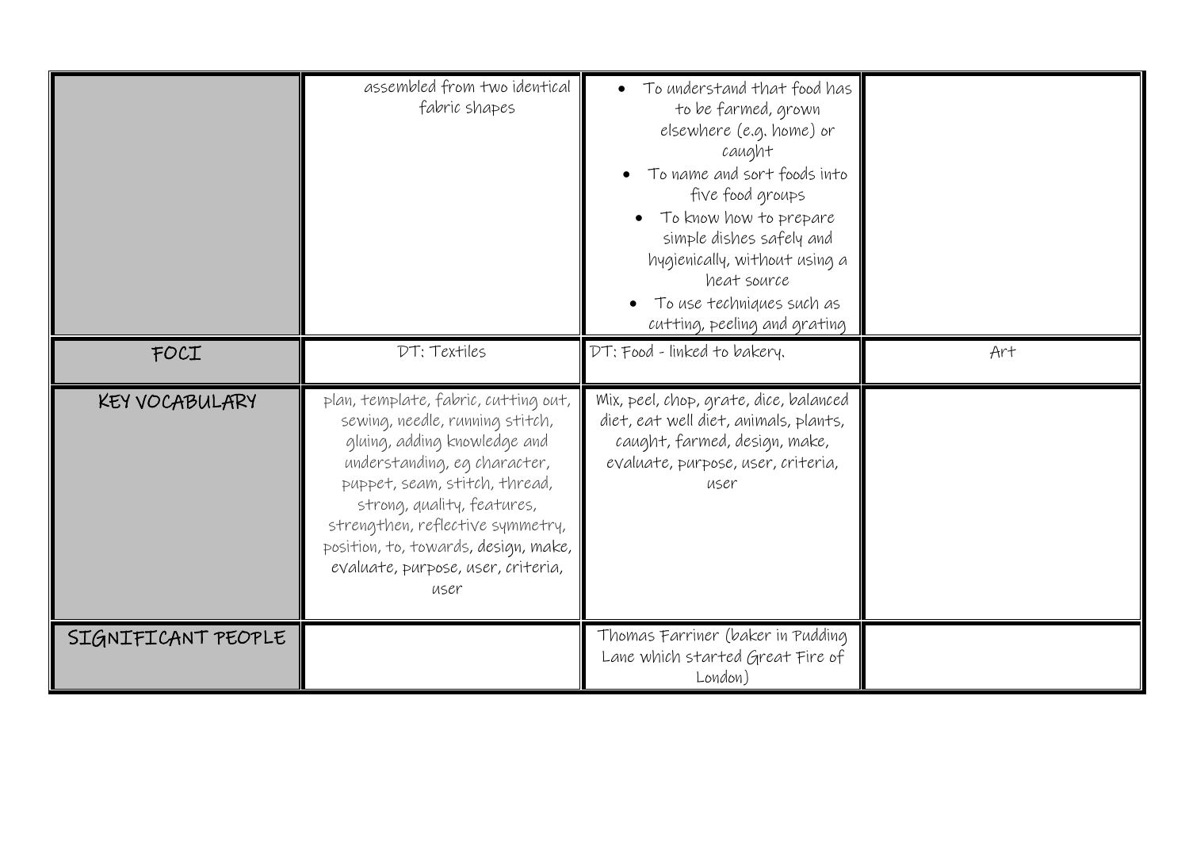| | | | |
|---|---|---|---|
| | assembled from two identical fabric shapes | • To understand that food has to be farmed, grown elsewhere (e.g. home) or caught<br>• To name and sort foods into five food groups<br>• To know how to prepare simple dishes safely and hygienically, without using a heat source<br>• To use techniques such as cutting, peeling and grating | |
| FOCI | DT: Textiles | DT: Food - linked to bakery. | Art |
| KEY VOCABULARY | plan, template, fabric, cutting out, sewing, needle, running stitch, gluing, adding knowledge and understanding, eg character, puppet, seam, stitch, thread, strong, quality, features, strengthen, reflective symmetry, position, to, towards, design, make, evaluate, purpose, user, criteria, user | Mix, peel, chop, grate, dice, balanced diet, eat well diet, animals, plants, caught, farmed, design, make, evaluate, purpose, user, criteria, user | |
| SIGNIFICANT PEOPLE | | Thomas Farriner (baker in Pudding Lane which started Great Fire of London) | |